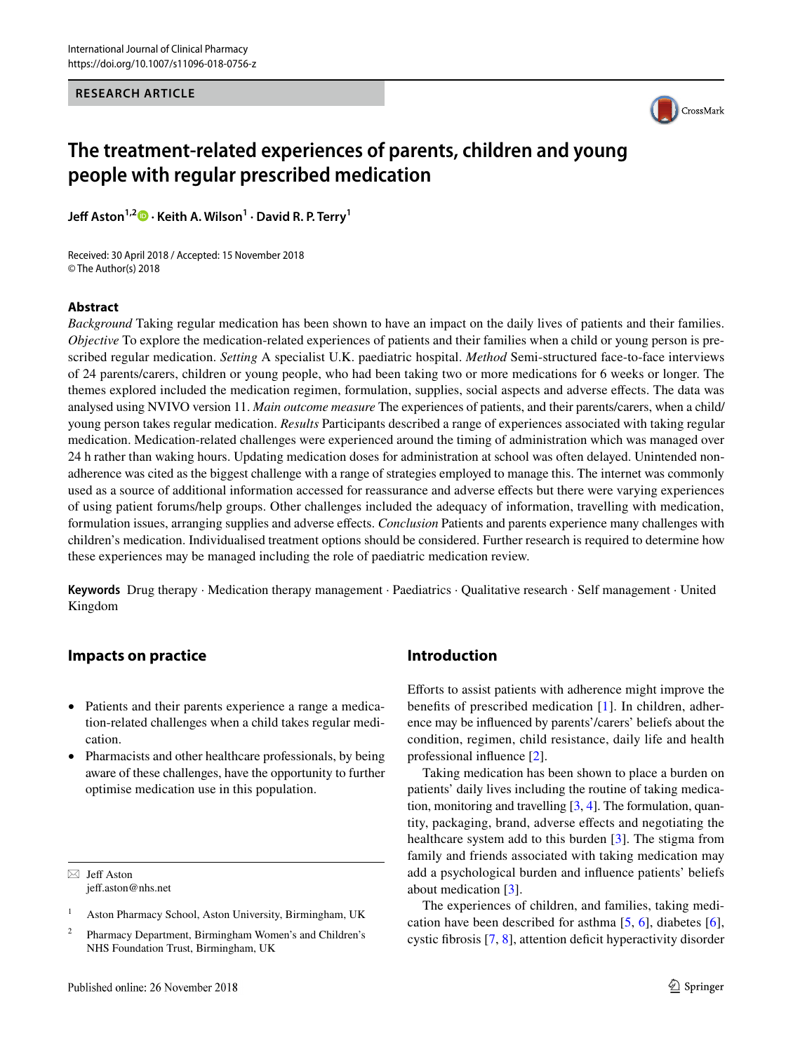International Journal of Clinical Pharmacy
https://doi.org/10.1007/s11096-018-0756-z

**RESEARCH ARTICLE**

# The treatment-related experiences of parents, children and young people with regular prescribed medication

**Jeff Aston[1,2] · Keith A. Wilson[1] · David R. P. Terry[1]**

Received: 30 April 2018 / Accepted: 15 November 2018
© The Author(s) 2018

## Abstract

*Background* Taking regular medication has been shown to have an impact on the daily lives of patients and their families. *Objective* To explore the medication-related experiences of patients and their families when a child or young person is prescribed regular medication. *Setting* A specialist U.K. paediatric hospital. *Method* Semi-structured face-to-face interviews of 24 parents/carers, children or young people, who had been taking two or more medications for 6 weeks or longer. The themes explored included the medication regimen, formulation, supplies, social aspects and adverse effects. The data was analysed using NVIVO version 11. *Main outcome measure* The experiences of patients, and their parents/carers, when a child/young person takes regular medication. *Results* Participants described a range of experiences associated with taking regular medication. Medication-related challenges were experienced around the timing of administration which was managed over 24 h rather than waking hours. Updating medication doses for administration at school was often delayed. Unintended non-adherence was cited as the biggest challenge with a range of strategies employed to manage this. The internet was commonly used as a source of additional information accessed for reassurance and adverse effects but there were varying experiences of using patient forums/help groups. Other challenges included the adequacy of information, travelling with medication, formulation issues, arranging supplies and adverse effects. *Conclusion* Patients and parents experience many challenges with children's medication. Individualised treatment options should be considered. Further research is required to determine how these experiences may be managed including the role of paediatric medication review.

**Keywords** Drug therapy · Medication therapy management · Paediatrics · Qualitative research · Self management · United Kingdom

## Impacts on practice

- Patients and their parents experience a range a medication-related challenges when a child takes regular medication.
- Pharmacists and other healthcare professionals, by being aware of these challenges, have the opportunity to further optimise medication use in this population.

✉ Jeff Aston
jeff.aston@nhs.net

[1] Aston Pharmacy School, Aston University, Birmingham, UK

[2] Pharmacy Department, Birmingham Women's and Children's NHS Foundation Trust, Birmingham, UK

## Introduction

Efforts to assist patients with adherence might improve the benefits of prescribed medication [1]. In children, adherence may be influenced by parents'/carers' beliefs about the condition, regimen, child resistance, daily life and health professional influence [2].

Taking medication has been shown to place a burden on patients' daily lives including the routine of taking medication, monitoring and travelling [3, 4]. The formulation, quantity, packaging, brand, adverse effects and negotiating the healthcare system add to this burden [3]. The stigma from family and friends associated with taking medication may add a psychological burden and influence patients' beliefs about medication [3].

The experiences of children, and families, taking medication have been described for asthma [5, 6], diabetes [6], cystic fibrosis [7, 8], attention deficit hyperactivity disorder

Published online: 26 November 2018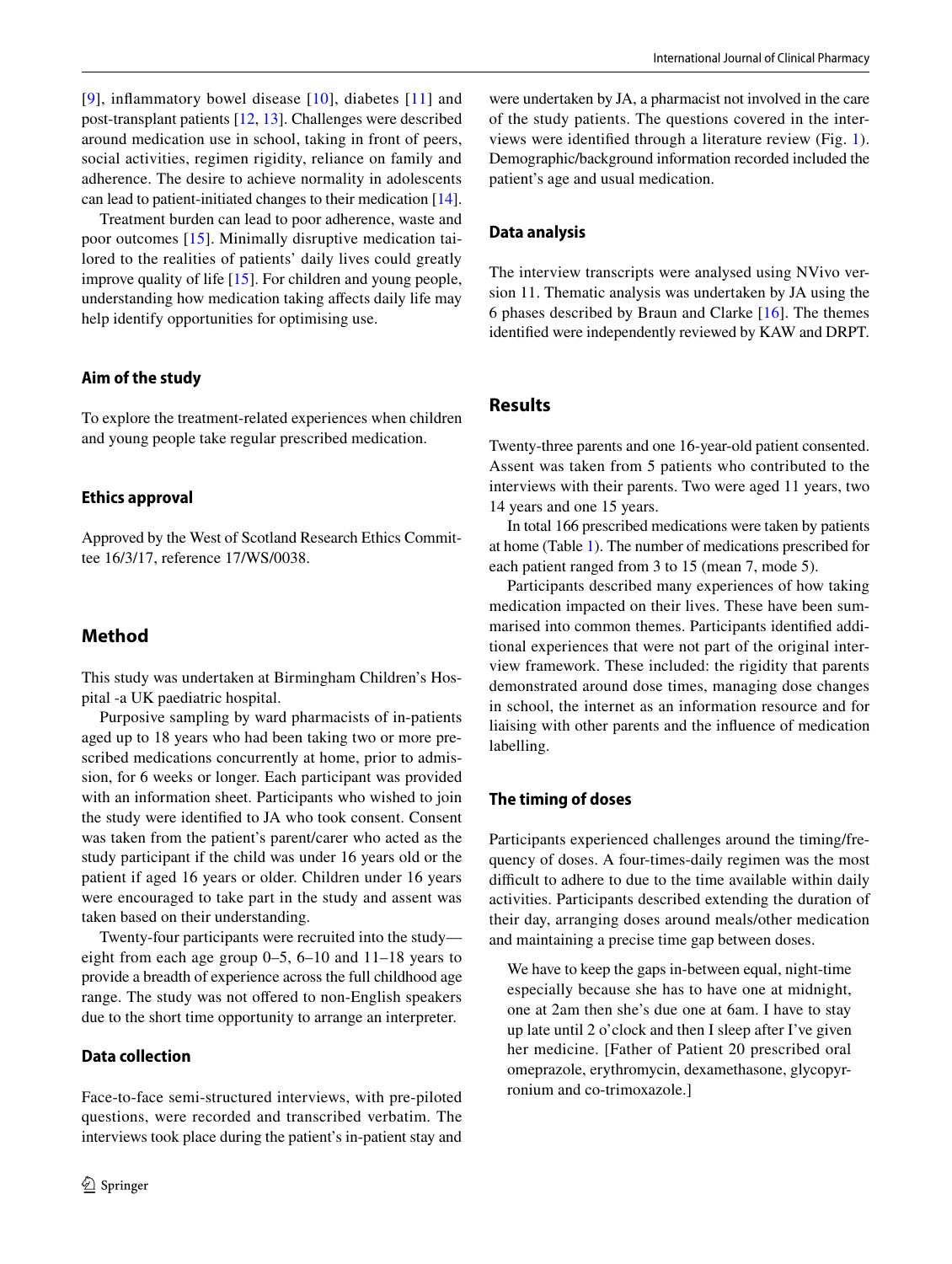[9], inflammatory bowel disease [10], diabetes [11] and post-transplant patients [12, 13]. Challenges were described around medication use in school, taking in front of peers, social activities, regimen rigidity, reliance on family and adherence. The desire to achieve normality in adolescents can lead to patient-initiated changes to their medication [14].

Treatment burden can lead to poor adherence, waste and poor outcomes [15]. Minimally disruptive medication tailored to the realities of patients' daily lives could greatly improve quality of life [15]. For children and young people, understanding how medication taking affects daily life may help identify opportunities for optimising use.

### Aim of the study

To explore the treatment-related experiences when children and young people take regular prescribed medication.

### Ethics approval

Approved by the West of Scotland Research Ethics Committee 16/3/17, reference 17/WS/0038.

## Method

This study was undertaken at Birmingham Children's Hospital -a UK paediatric hospital.

Purposive sampling by ward pharmacists of in-patients aged up to 18 years who had been taking two or more prescribed medications concurrently at home, prior to admission, for 6 weeks or longer. Each participant was provided with an information sheet. Participants who wished to join the study were identified to JA who took consent. Consent was taken from the patient's parent/carer who acted as the study participant if the child was under 16 years old or the patient if aged 16 years or older. Children under 16 years were encouraged to take part in the study and assent was taken based on their understanding.

Twenty-four participants were recruited into the study—eight from each age group 0–5, 6–10 and 11–18 years to provide a breadth of experience across the full childhood age range. The study was not offered to non-English speakers due to the short time opportunity to arrange an interpreter.

### Data collection

Face-to-face semi-structured interviews, with pre-piloted questions, were recorded and transcribed verbatim. The interviews took place during the patient's in-patient stay and were undertaken by JA, a pharmacist not involved in the care of the study patients. The questions covered in the interviews were identified through a literature review (Fig. 1). Demographic/background information recorded included the patient's age and usual medication.

### Data analysis

The interview transcripts were analysed using NVivo version 11. Thematic analysis was undertaken by JA using the 6 phases described by Braun and Clarke [16]. The themes identified were independently reviewed by KAW and DRPT.

## Results

Twenty-three parents and one 16-year-old patient consented. Assent was taken from 5 patients who contributed to the interviews with their parents. Two were aged 11 years, two 14 years and one 15 years.

In total 166 prescribed medications were taken by patients at home (Table 1). The number of medications prescribed for each patient ranged from 3 to 15 (mean 7, mode 5).

Participants described many experiences of how taking medication impacted on their lives. These have been summarised into common themes. Participants identified additional experiences that were not part of the original interview framework. These included: the rigidity that parents demonstrated around dose times, managing dose changes in school, the internet as an information resource and for liaising with other parents and the influence of medication labelling.

### The timing of doses

Participants experienced challenges around the timing/frequency of doses. A four-times-daily regimen was the most difficult to adhere to due to the time available within daily activities. Participants described extending the duration of their day, arranging doses around meals/other medication and maintaining a precise time gap between doses.

> We have to keep the gaps in-between equal, night-time especially because she has to have one at midnight, one at 2am then she's due one at 6am. I have to stay up late until 2 o'clock and then I sleep after I've given her medicine. [Father of Patient 20 prescribed oral omeprazole, erythromycin, dexamethasone, glycopyrronium and co-trimoxazole.]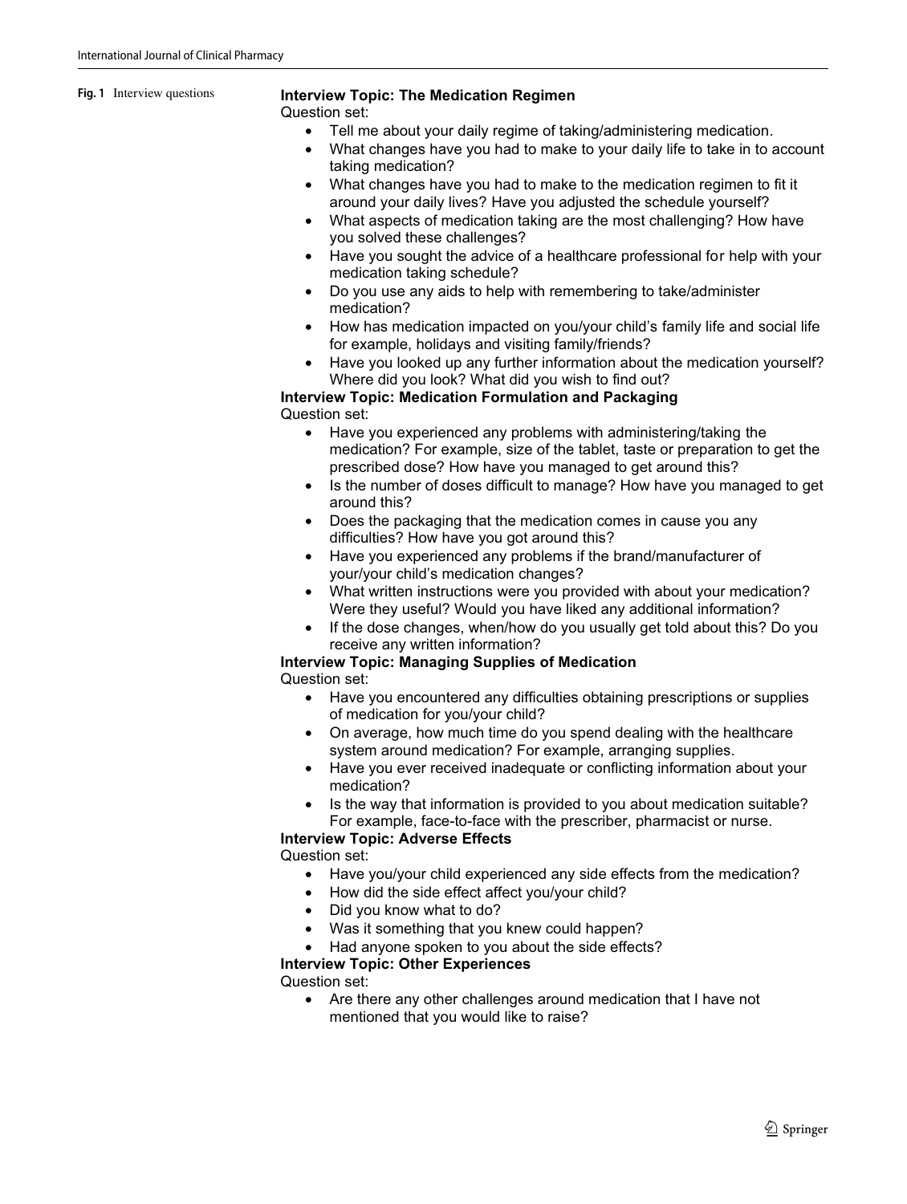**Fig. 1** Interview questions

**Interview Topic: The Medication Regimen**

Question set:

- Tell me about your daily regime of taking/administering medication.
- What changes have you had to make to your daily life to take in to account taking medication?
- What changes have you had to make to the medication regimen to fit it around your daily lives? Have you adjusted the schedule yourself?
- What aspects of medication taking are the most challenging? How have you solved these challenges?
- Have you sought the advice of a healthcare professional for help with your medication taking schedule?
- Do you use any aids to help with remembering to take/administer medication?
- How has medication impacted on you/your child's family life and social life for example, holidays and visiting family/friends?
- Have you looked up any further information about the medication yourself? Where did you look? What did you wish to find out?

**Interview Topic: Medication Formulation and Packaging**

Question set:

- Have you experienced any problems with administering/taking the medication? For example, size of the tablet, taste or preparation to get the prescribed dose? How have you managed to get around this?
- Is the number of doses difficult to manage? How have you managed to get around this?
- Does the packaging that the medication comes in cause you any difficulties? How have you got around this?
- Have you experienced any problems if the brand/manufacturer of your/your child's medication changes?
- What written instructions were you provided with about your medication? Were they useful? Would you have liked any additional information?
- If the dose changes, when/how do you usually get told about this? Do you receive any written information?

**Interview Topic: Managing Supplies of Medication**

Question set:

- Have you encountered any difficulties obtaining prescriptions or supplies of medication for you/your child?
- On average, how much time do you spend dealing with the healthcare system around medication? For example, arranging supplies.
- Have you ever received inadequate or conflicting information about your medication?
- Is the way that information is provided to you about medication suitable? For example, face-to-face with the prescriber, pharmacist or nurse.

**Interview Topic: Adverse Effects**

Question set:

- Have you/your child experienced any side effects from the medication?
- How did the side effect affect you/your child?
- Did you know what to do?
- Was it something that you knew could happen?
- Had anyone spoken to you about the side effects?

**Interview Topic: Other Experiences**

Question set:

- Are there any other challenges around medication that I have not mentioned that you would like to raise?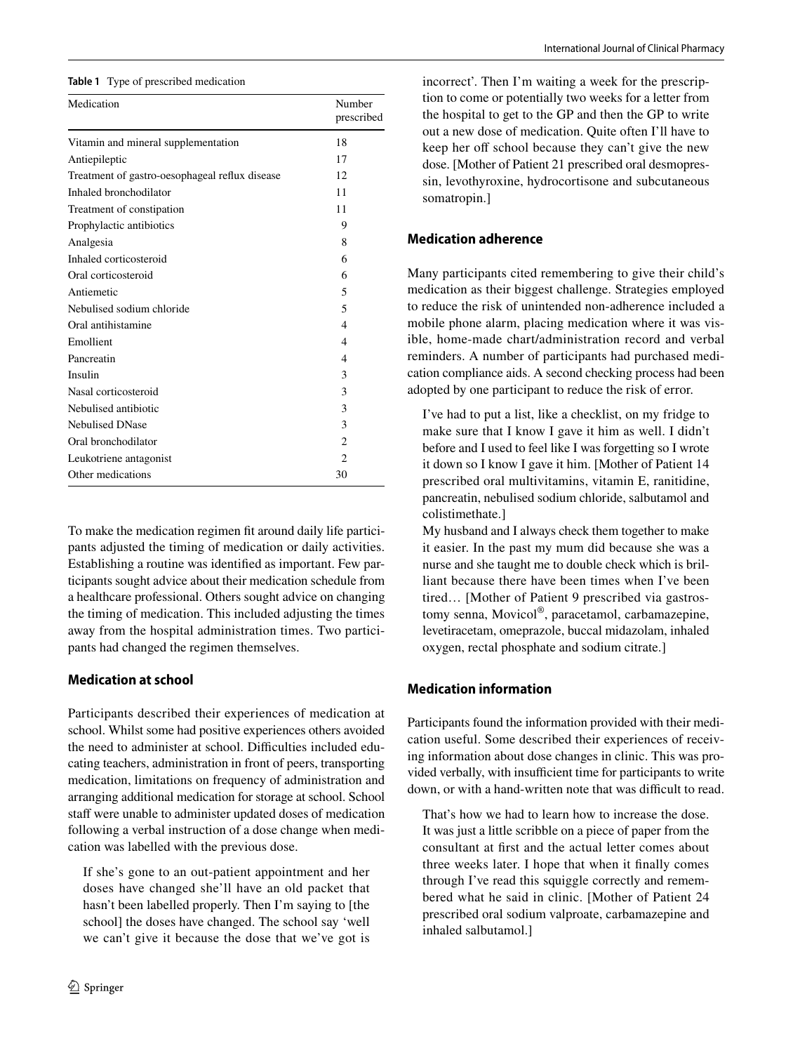**Table 1** Type of prescribed medication

| Medication | Number prescribed |
|---|---|
| Vitamin and mineral supplementation | 18 |
| Antiepileptic | 17 |
| Treatment of gastro-oesophageal reflux disease | 12 |
| Inhaled bronchodilator | 11 |
| Treatment of constipation | 11 |
| Prophylactic antibiotics | 9 |
| Analgesia | 8 |
| Inhaled corticosteroid | 6 |
| Oral corticosteroid | 6 |
| Antiemetic | 5 |
| Nebulised sodium chloride | 5 |
| Oral antihistamine | 4 |
| Emollient | 4 |
| Pancreatin | 4 |
| Insulin | 3 |
| Nasal corticosteroid | 3 |
| Nebulised antibiotic | 3 |
| Nebulised DNase | 3 |
| Oral bronchodilator | 2 |
| Leukotriene antagonist | 2 |
| Other medications | 30 |

To make the medication regimen fit around daily life participants adjusted the timing of medication or daily activities. Establishing a routine was identified as important. Few participants sought advice about their medication schedule from a healthcare professional. Others sought advice on changing the timing of medication. This included adjusting the times away from the hospital administration times. Two participants had changed the regimen themselves.

## Medication at school

Participants described their experiences of medication at school. Whilst some had positive experiences others avoided the need to administer at school. Difficulties included educating teachers, administration in front of peers, transporting medication, limitations on frequency of administration and arranging additional medication for storage at school. School staff were unable to administer updated doses of medication following a verbal instruction of a dose change when medication was labelled with the previous dose.

> If she's gone to an out-patient appointment and her doses have changed she'll have an old packet that hasn't been labelled properly. Then I'm saying to [the school] the doses have changed. The school say 'well we can't give it because the dose that we've got is incorrect'. Then I'm waiting a week for the prescription to come or potentially two weeks for a letter from the hospital to get to the GP and then the GP to write out a new dose of medication. Quite often I'll have to keep her off school because they can't give the new dose. [Mother of Patient 21 prescribed oral desmopressin, levothyroxine, hydrocortisone and subcutaneous somatropin.]

## Medication adherence

Many participants cited remembering to give their child's medication as their biggest challenge. Strategies employed to reduce the risk of unintended non-adherence included a mobile phone alarm, placing medication where it was visible, home-made chart/administration record and verbal reminders. A number of participants had purchased medication compliance aids. A second checking process had been adopted by one participant to reduce the risk of error.

> I've had to put a list, like a checklist, on my fridge to make sure that I know I gave it him as well. I didn't before and I used to feel like I was forgetting so I wrote it down so I know I gave it him. [Mother of Patient 14 prescribed oral multivitamins, vitamin E, ranitidine, pancreatin, nebulised sodium chloride, salbutamol and colistimethate.]
>
> My husband and I always check them together to make it easier. In the past my mum did because she was a nurse and she taught me to double check which is brilliant because there have been times when I've been tired… [Mother of Patient 9 prescribed via gastrostomy senna, Movicol®, paracetamol, carbamazepine, levetiracetam, omeprazole, buccal midazolam, inhaled oxygen, rectal phosphate and sodium citrate.]

## Medication information

Participants found the information provided with their medication useful. Some described their experiences of receiving information about dose changes in clinic. This was provided verbally, with insufficient time for participants to write down, or with a hand-written note that was difficult to read.

> That's how we had to learn how to increase the dose. It was just a little scribble on a piece of paper from the consultant at first and the actual letter comes about three weeks later. I hope that when it finally comes through I've read this squiggle correctly and remembered what he said in clinic. [Mother of Patient 24 prescribed oral sodium valproate, carbamazepine and inhaled salbutamol.]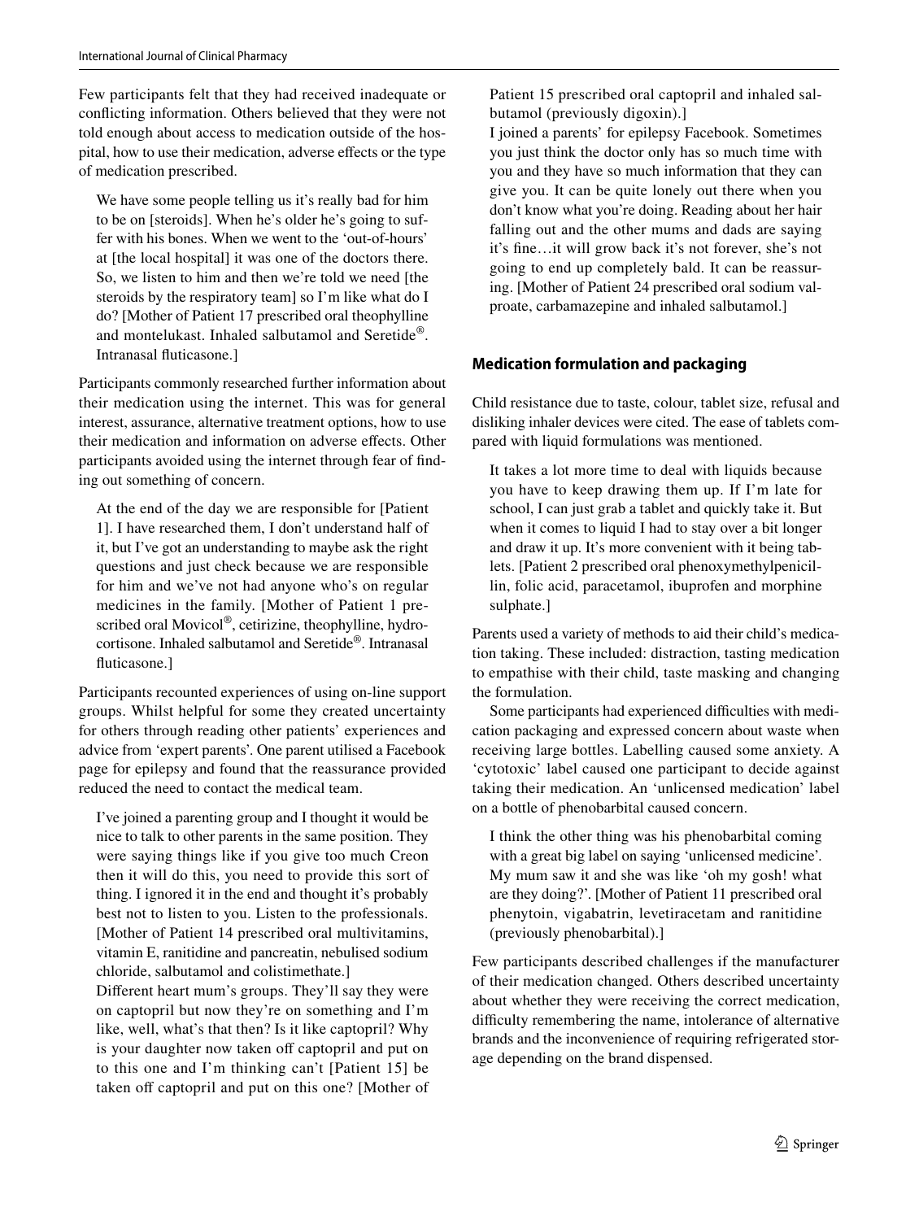Few participants felt that they had received inadequate or conflicting information. Others believed that they were not told enough about access to medication outside of the hospital, how to use their medication, adverse effects or the type of medication prescribed.

> We have some people telling us it's really bad for him to be on [steroids]. When he's older he's going to suffer with his bones. When we went to the 'out-of-hours' at [the local hospital] it was one of the doctors there. So, we listen to him and then we're told we need [the steroids by the respiratory team] so I'm like what do I do? [Mother of Patient 17 prescribed oral theophylline and montelukast. Inhaled salbutamol and Seretide®. Intranasal fluticasone.]

Participants commonly researched further information about their medication using the internet. This was for general interest, assurance, alternative treatment options, how to use their medication and information on adverse effects. Other participants avoided using the internet through fear of finding out something of concern.

> At the end of the day we are responsible for [Patient 1]. I have researched them, I don't understand half of it, but I've got an understanding to maybe ask the right questions and just check because we are responsible for him and we've not had anyone who's on regular medicines in the family. [Mother of Patient 1 prescribed oral Movicol®, cetirizine, theophylline, hydrocortisone. Inhaled salbutamol and Seretide®. Intranasal fluticasone.]

Participants recounted experiences of using on-line support groups. Whilst helpful for some they created uncertainty for others through reading other patients' experiences and advice from 'expert parents'. One parent utilised a Facebook page for epilepsy and found that the reassurance provided reduced the need to contact the medical team.

> I've joined a parenting group and I thought it would be nice to talk to other parents in the same position. They were saying things like if you give too much Creon then it will do this, you need to provide this sort of thing. I ignored it in the end and thought it's probably best not to listen to you. Listen to the professionals. [Mother of Patient 14 prescribed oral multivitamins, vitamin E, ranitidine and pancreatin, nebulised sodium chloride, salbutamol and colistimethate.]
>
> Different heart mum's groups. They'll say they were on captopril but now they're on something and I'm like, well, what's that then? Is it like captopril? Why is your daughter now taken off captopril and put on to this one and I'm thinking can't [Patient 15] be taken off captopril and put on this one? [Mother of Patient 15 prescribed oral captopril and inhaled salbutamol (previously digoxin).]
>
> I joined a parents' for epilepsy Facebook. Sometimes you just think the doctor only has so much time with you and they have so much information that they can give you. It can be quite lonely out there when you don't know what you're doing. Reading about her hair falling out and the other mums and dads are saying it's fine…it will grow back it's not forever, she's not going to end up completely bald. It can be reassuring. [Mother of Patient 24 prescribed oral sodium valproate, carbamazepine and inhaled salbutamol.]

### Medication formulation and packaging

Child resistance due to taste, colour, tablet size, refusal and disliking inhaler devices were cited. The ease of tablets compared with liquid formulations was mentioned.

> It takes a lot more time to deal with liquids because you have to keep drawing them up. If I'm late for school, I can just grab a tablet and quickly take it. But when it comes to liquid I had to stay over a bit longer and draw it up. It's more convenient with it being tablets. [Patient 2 prescribed oral phenoxymethylpenicillin, folic acid, paracetamol, ibuprofen and morphine sulphate.]

Parents used a variety of methods to aid their child's medication taking. These included: distraction, tasting medication to empathise with their child, taste masking and changing the formulation.

Some participants had experienced difficulties with medication packaging and expressed concern about waste when receiving large bottles. Labelling caused some anxiety. A 'cytotoxic' label caused one participant to decide against taking their medication. An 'unlicensed medication' label on a bottle of phenobarbital caused concern.

> I think the other thing was his phenobarbital coming with a great big label on saying 'unlicensed medicine'. My mum saw it and she was like 'oh my gosh! what are they doing?'. [Mother of Patient 11 prescribed oral phenytoin, vigabatrin, levetiracetam and ranitidine (previously phenobarbital).]

Few participants described challenges if the manufacturer of their medication changed. Others described uncertainty about whether they were receiving the correct medication, difficulty remembering the name, intolerance of alternative brands and the inconvenience of requiring refrigerated storage depending on the brand dispensed.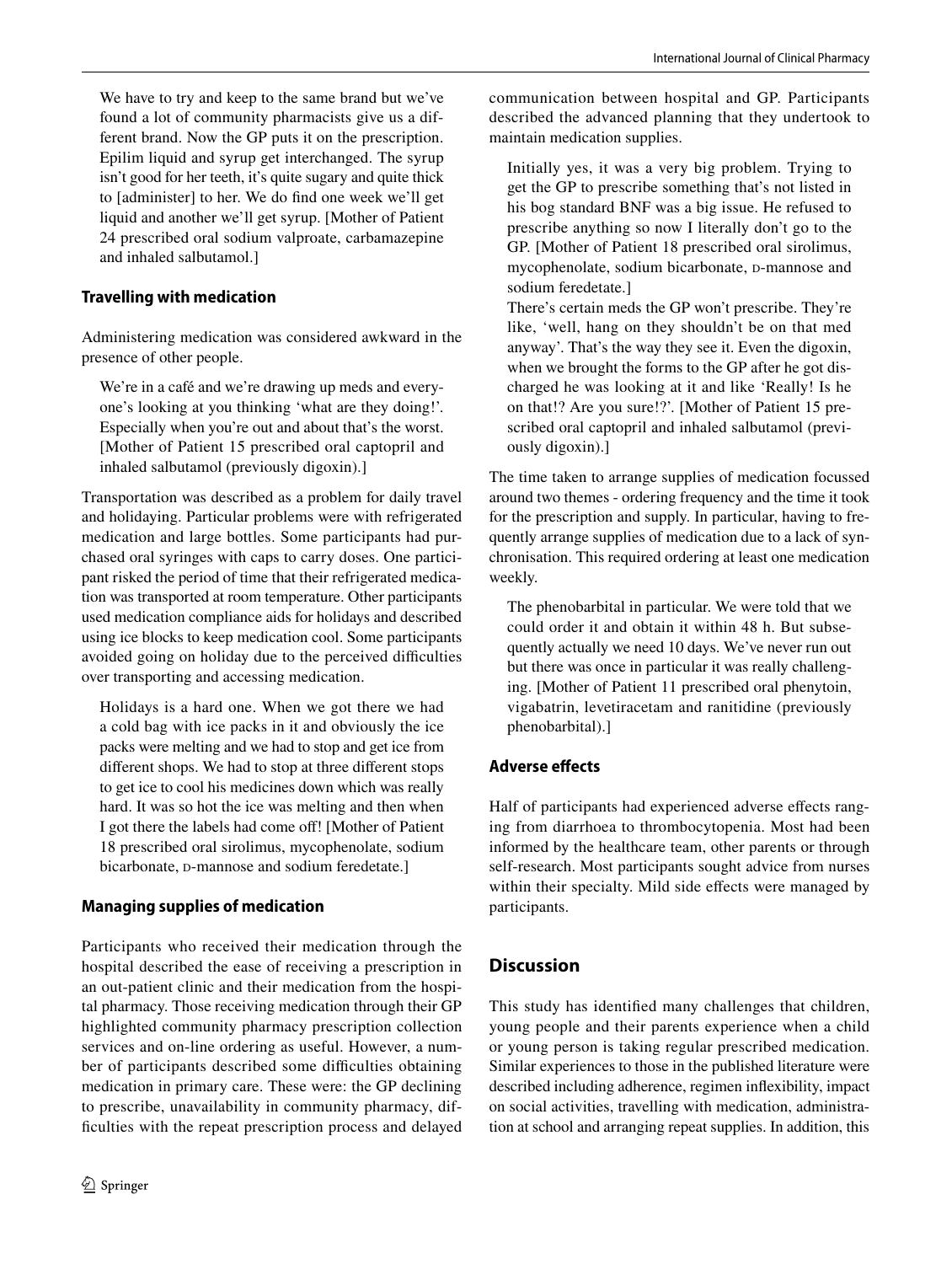> We have to try and keep to the same brand but we've found a lot of community pharmacists give us a different brand. Now the GP puts it on the prescription. Epilim liquid and syrup get interchanged. The syrup isn't good for her teeth, it's quite sugary and quite thick to [administer] to her. We do find one week we'll get liquid and another we'll get syrup. [Mother of Patient 24 prescribed oral sodium valproate, carbamazepine and inhaled salbutamol.]

### Travelling with medication

Administering medication was considered awkward in the presence of other people.

> We're in a café and we're drawing up meds and everyone's looking at you thinking 'what are they doing!'. Especially when you're out and about that's the worst. [Mother of Patient 15 prescribed oral captopril and inhaled salbutamol (previously digoxin).]

Transportation was described as a problem for daily travel and holidaying. Particular problems were with refrigerated medication and large bottles. Some participants had purchased oral syringes with caps to carry doses. One participant risked the period of time that their refrigerated medication was transported at room temperature. Other participants used medication compliance aids for holidays and described using ice blocks to keep medication cool. Some participants avoided going on holiday due to the perceived difficulties over transporting and accessing medication.

> Holidays is a hard one. When we got there we had a cold bag with ice packs in it and obviously the ice packs were melting and we had to stop and get ice from different shops. We had to stop at three different stops to get ice to cool his medicines down which was really hard. It was so hot the ice was melting and then when I got there the labels had come off! [Mother of Patient 18 prescribed oral sirolimus, mycophenolate, sodium bicarbonate, D-mannose and sodium feredetate.]

### Managing supplies of medication

Participants who received their medication through the hospital described the ease of receiving a prescription in an out-patient clinic and their medication from the hospital pharmacy. Those receiving medication through their GP highlighted community pharmacy prescription collection services and on-line ordering as useful. However, a number of participants described some difficulties obtaining medication in primary care. These were: the GP declining to prescribe, unavailability in community pharmacy, difficulties with the repeat prescription process and delayed communication between hospital and GP. Participants described the advanced planning that they undertook to maintain medication supplies.

> Initially yes, it was a very big problem. Trying to get the GP to prescribe something that's not listed in his bog standard BNF was a big issue. He refused to prescribe anything so now I literally don't go to the GP. [Mother of Patient 18 prescribed oral sirolimus, mycophenolate, sodium bicarbonate, D-mannose and sodium feredetate.]
>
> There's certain meds the GP won't prescribe. They're like, 'well, hang on they shouldn't be on that med anyway'. That's the way they see it. Even the digoxin, when we brought the forms to the GP after he got discharged he was looking at it and like 'Really! Is he on that!? Are you sure!?'. [Mother of Patient 15 prescribed oral captopril and inhaled salbutamol (previously digoxin).]

The time taken to arrange supplies of medication focussed around two themes - ordering frequency and the time it took for the prescription and supply. In particular, having to frequently arrange supplies of medication due to a lack of synchronisation. This required ordering at least one medication weekly.

> The phenobarbital in particular. We were told that we could order it and obtain it within 48 h. But subsequently actually we need 10 days. We've never run out but there was once in particular it was really challenging. [Mother of Patient 11 prescribed oral phenytoin, vigabatrin, levetiracetam and ranitidine (previously phenobarbital).]

### Adverse effects

Half of participants had experienced adverse effects ranging from diarrhoea to thrombocytopenia. Most had been informed by the healthcare team, other parents or through self-research. Most participants sought advice from nurses within their specialty. Mild side effects were managed by participants.

## Discussion

This study has identified many challenges that children, young people and their parents experience when a child or young person is taking regular prescribed medication. Similar experiences to those in the published literature were described including adherence, regimen inflexibility, impact on social activities, travelling with medication, administration at school and arranging repeat supplies. In addition, this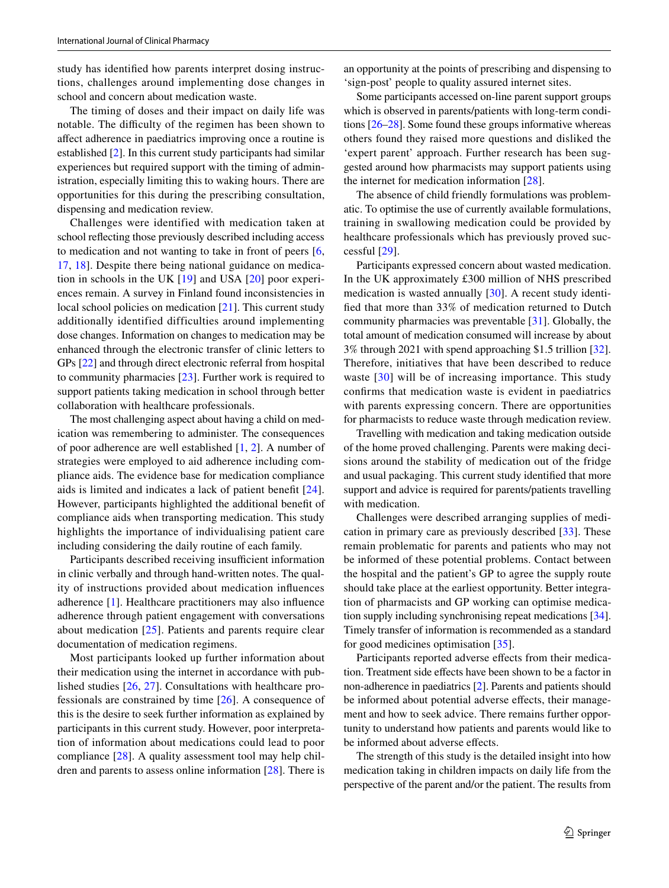study has identified how parents interpret dosing instructions, challenges around implementing dose changes in school and concern about medication waste.

The timing of doses and their impact on daily life was notable. The difficulty of the regimen has been shown to affect adherence in paediatrics improving once a routine is established [2]. In this current study participants had similar experiences but required support with the timing of administration, especially limiting this to waking hours. There are opportunities for this during the prescribing consultation, dispensing and medication review.

Challenges were identified with medication taken at school reflecting those previously described including access to medication and not wanting to take in front of peers [6, 17, 18]. Despite there being national guidance on medication in schools in the UK [19] and USA [20] poor experiences remain. A survey in Finland found inconsistencies in local school policies on medication [21]. This current study additionally identified difficulties around implementing dose changes. Information on changes to medication may be enhanced through the electronic transfer of clinic letters to GPs [22] and through direct electronic referral from hospital to community pharmacies [23]. Further work is required to support patients taking medication in school through better collaboration with healthcare professionals.

The most challenging aspect about having a child on medication was remembering to administer. The consequences of poor adherence are well established [1, 2]. A number of strategies were employed to aid adherence including compliance aids. The evidence base for medication compliance aids is limited and indicates a lack of patient benefit [24]. However, participants highlighted the additional benefit of compliance aids when transporting medication. This study highlights the importance of individualising patient care including considering the daily routine of each family.

Participants described receiving insufficient information in clinic verbally and through hand-written notes. The quality of instructions provided about medication influences adherence [1]. Healthcare practitioners may also influence adherence through patient engagement with conversations about medication [25]. Patients and parents require clear documentation of medication regimens.

Most participants looked up further information about their medication using the internet in accordance with published studies [26, 27]. Consultations with healthcare professionals are constrained by time [26]. A consequence of this is the desire to seek further information as explained by participants in this current study. However, poor interpretation of information about medications could lead to poor compliance [28]. A quality assessment tool may help children and parents to assess online information [28]. There is an opportunity at the points of prescribing and dispensing to 'sign-post' people to quality assured internet sites.

Some participants accessed on-line parent support groups which is observed in parents/patients with long-term conditions [26–28]. Some found these groups informative whereas others found they raised more questions and disliked the 'expert parent' approach. Further research has been suggested around how pharmacists may support patients using the internet for medication information [28].

The absence of child friendly formulations was problematic. To optimise the use of currently available formulations, training in swallowing medication could be provided by healthcare professionals which has previously proved successful [29].

Participants expressed concern about wasted medication. In the UK approximately £300 million of NHS prescribed medication is wasted annually [30]. A recent study identified that more than 33% of medication returned to Dutch community pharmacies was preventable [31]. Globally, the total amount of medication consumed will increase by about 3% through 2021 with spend approaching $1.5 trillion [32]. Therefore, initiatives that have been described to reduce waste [30] will be of increasing importance. This study confirms that medication waste is evident in paediatrics with parents expressing concern. There are opportunities for pharmacists to reduce waste through medication review.

Travelling with medication and taking medication outside of the home proved challenging. Parents were making decisions around the stability of medication out of the fridge and usual packaging. This current study identified that more support and advice is required for parents/patients travelling with medication.

Challenges were described arranging supplies of medication in primary care as previously described [33]. These remain problematic for parents and patients who may not be informed of these potential problems. Contact between the hospital and the patient's GP to agree the supply route should take place at the earliest opportunity. Better integration of pharmacists and GP working can optimise medication supply including synchronising repeat medications [34]. Timely transfer of information is recommended as a standard for good medicines optimisation [35].

Participants reported adverse effects from their medication. Treatment side effects have been shown to be a factor in non-adherence in paediatrics [2]. Parents and patients should be informed about potential adverse effects, their management and how to seek advice. There remains further opportunity to understand how patients and parents would like to be informed about adverse effects.

The strength of this study is the detailed insight into how medication taking in children impacts on daily life from the perspective of the parent and/or the patient. The results from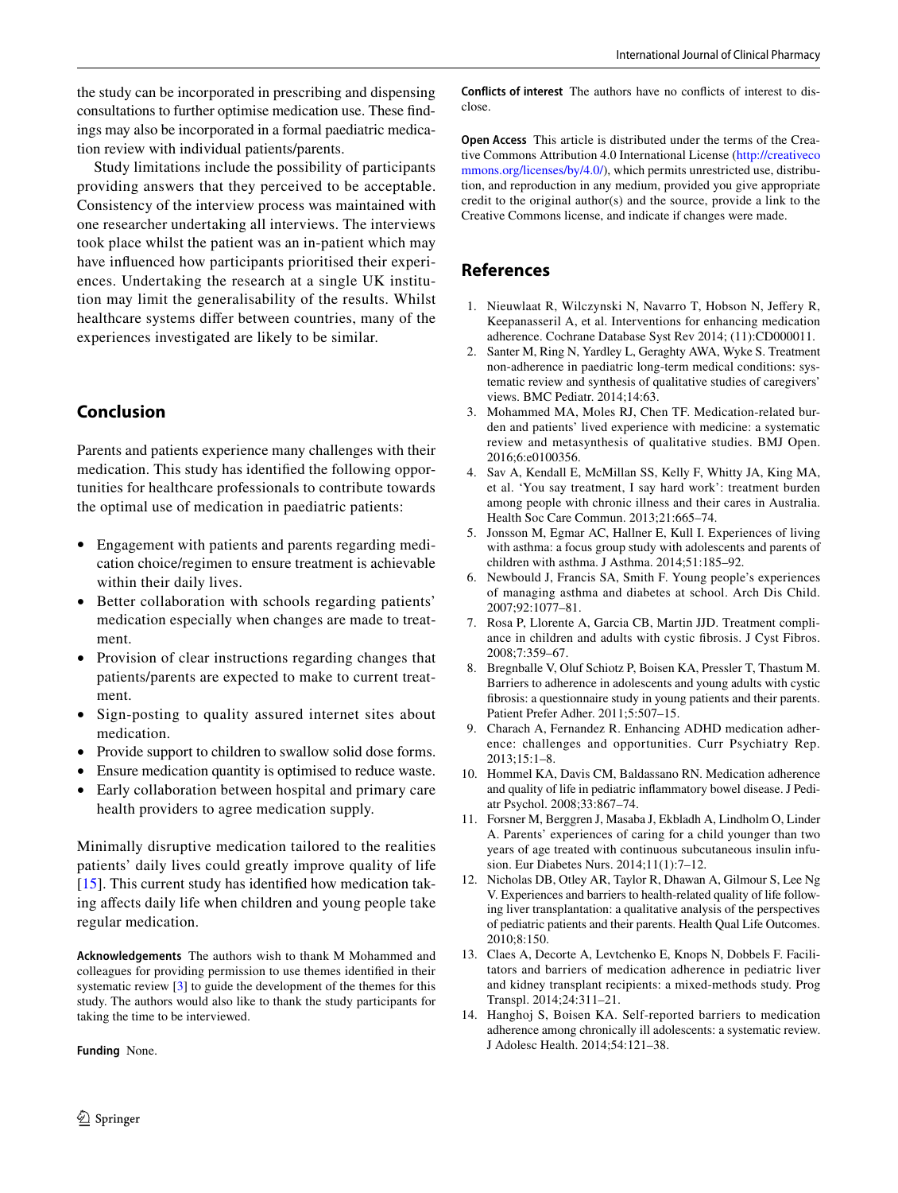the study can be incorporated in prescribing and dispensing consultations to further optimise medication use. These findings may also be incorporated in a formal paediatric medication review with individual patients/parents.

Study limitations include the possibility of participants providing answers that they perceived to be acceptable. Consistency of the interview process was maintained with one researcher undertaking all interviews. The interviews took place whilst the patient was an in-patient which may have influenced how participants prioritised their experiences. Undertaking the research at a single UK institution may limit the generalisability of the results. Whilst healthcare systems differ between countries, many of the experiences investigated are likely to be similar.

## Conclusion

Parents and patients experience many challenges with their medication. This study has identified the following opportunities for healthcare professionals to contribute towards the optimal use of medication in paediatric patients:

- Engagement with patients and parents regarding medication choice/regimen to ensure treatment is achievable within their daily lives.
- Better collaboration with schools regarding patients' medication especially when changes are made to treatment.
- Provision of clear instructions regarding changes that patients/parents are expected to make to current treatment.
- Sign-posting to quality assured internet sites about medication.
- Provide support to children to swallow solid dose forms.
- Ensure medication quantity is optimised to reduce waste.
- Early collaboration between hospital and primary care health providers to agree medication supply.

Minimally disruptive medication tailored to the realities patients' daily lives could greatly improve quality of life [15]. This current study has identified how medication taking affects daily life when children and young people take regular medication.

**Acknowledgements** The authors wish to thank M Mohammed and colleagues for providing permission to use themes identified in their systematic review [3] to guide the development of the themes for this study. The authors would also like to thank the study participants for taking the time to be interviewed.

**Funding** None.

**Conflicts of interest** The authors have no conflicts of interest to disclose.

**Open Access** This article is distributed under the terms of the Creative Commons Attribution 4.0 International License (http://creativecommons.org/licenses/by/4.0/), which permits unrestricted use, distribution, and reproduction in any medium, provided you give appropriate credit to the original author(s) and the source, provide a link to the Creative Commons license, and indicate if changes were made.

## References

1. Nieuwlaat R, Wilczynski N, Navarro T, Hobson N, Jeffery R, Keepanasseril A, et al. Interventions for enhancing medication adherence. Cochrane Database Syst Rev 2014; (11):CD000011.
2. Santer M, Ring N, Yardley L, Geraghty AWA, Wyke S. Treatment non-adherence in paediatric long-term medical conditions: systematic review and synthesis of qualitative studies of caregivers' views. BMC Pediatr. 2014;14:63.
3. Mohammed MA, Moles RJ, Chen TF. Medication-related burden and patients' lived experience with medicine: a systematic review and metasynthesis of qualitative studies. BMJ Open. 2016;6:e0100356.
4. Sav A, Kendall E, McMillan SS, Kelly F, Whitty JA, King MA, et al. 'You say treatment, I say hard work': treatment burden among people with chronic illness and their cares in Australia. Health Soc Care Commun. 2013;21:665–74.
5. Jonsson M, Egmar AC, Hallner E, Kull I. Experiences of living with asthma: a focus group study with adolescents and parents of children with asthma. J Asthma. 2014;51:185–92.
6. Newbould J, Francis SA, Smith F. Young people's experiences of managing asthma and diabetes at school. Arch Dis Child. 2007;92:1077–81.
7. Rosa P, Llorente A, Garcia CB, Martin JJD. Treatment compliance in children and adults with cystic fibrosis. J Cyst Fibros. 2008;7:359–67.
8. Bregnballe V, Oluf Schiotz P, Boisen KA, Pressler T, Thastum M. Barriers to adherence in adolescents and young adults with cystic fibrosis: a questionnaire study in young patients and their parents. Patient Prefer Adher. 2011;5:507–15.
9. Charach A, Fernandez R. Enhancing ADHD medication adherence: challenges and opportunities. Curr Psychiatry Rep. 2013;15:1–8.
10. Hommel KA, Davis CM, Baldassano RN. Medication adherence and quality of life in pediatric inflammatory bowel disease. J Pediatr Psychol. 2008;33:867–74.
11. Forsner M, Berggren J, Masaba J, Ekbladh A, Lindholm O, Linder A. Parents' experiences of caring for a child younger than two years of age treated with continuous subcutaneous insulin infusion. Eur Diabetes Nurs. 2014;11(1):7–12.
12. Nicholas DB, Otley AR, Taylor R, Dhawan A, Gilmour S, Lee Ng V. Experiences and barriers to health-related quality of life following liver transplantation: a qualitative analysis of the perspectives of pediatric patients and their parents. Health Qual Life Outcomes. 2010;8:150.
13. Claes A, Decorte A, Levtchenko E, Knops N, Dobbels F. Facilitators and barriers of medication adherence in pediatric liver and kidney transplant recipients: a mixed-methods study. Prog Transpl. 2014;24:311–21.
14. Hanghoj S, Boisen KA. Self-reported barriers to medication adherence among chronically ill adolescents: a systematic review. J Adolesc Health. 2014;54:121–38.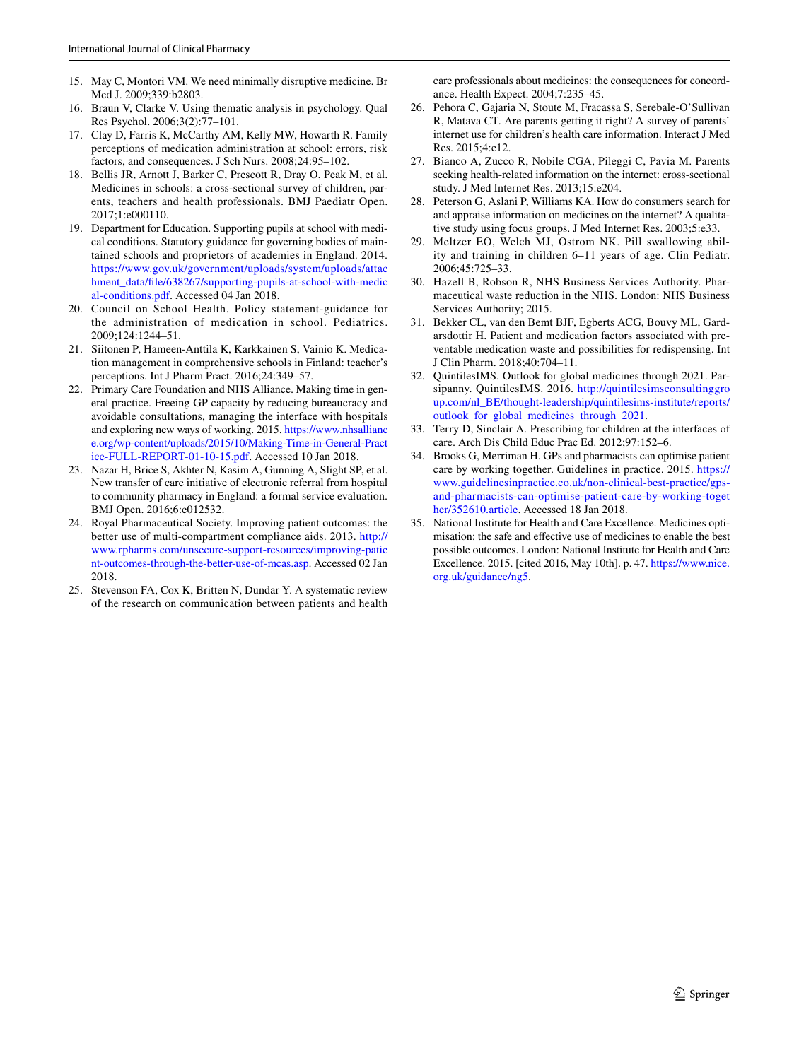15. May C, Montori VM. We need minimally disruptive medicine. Br Med J. 2009;339:b2803.
16. Braun V, Clarke V. Using thematic analysis in psychology. Qual Res Psychol. 2006;3(2):77–101.
17. Clay D, Farris K, McCarthy AM, Kelly MW, Howarth R. Family perceptions of medication administration at school: errors, risk factors, and consequences. J Sch Nurs. 2008;24:95–102.
18. Bellis JR, Arnott J, Barker C, Prescott R, Dray O, Peak M, et al. Medicines in schools: a cross-sectional survey of children, parents, teachers and health professionals. BMJ Paediatr Open. 2017;1:e000110.
19. Department for Education. Supporting pupils at school with medical conditions. Statutory guidance for governing bodies of maintained schools and proprietors of academies in England. 2014. https://www.gov.uk/government/uploads/system/uploads/attachment_data/file/638267/supporting-pupils-at-school-with-medical-conditions.pdf. Accessed 04 Jan 2018.
20. Council on School Health. Policy statement-guidance for the administration of medication in school. Pediatrics. 2009;124:1244–51.
21. Siitonen P, Hameen-Anttila K, Karkkainen S, Vainio K. Medication management in comprehensive schools in Finland: teacher's perceptions. Int J Pharm Pract. 2016;24:349–57.
22. Primary Care Foundation and NHS Alliance. Making time in general practice. Freeing GP capacity by reducing bureaucracy and avoidable consultations, managing the interface with hospitals and exploring new ways of working. 2015. https://www.nhsalliance.org/wp-content/uploads/2015/10/Making-Time-in-General-Practice-FULL-REPORT-01-10-15.pdf. Accessed 10 Jan 2018.
23. Nazar H, Brice S, Akhter N, Kasim A, Gunning A, Slight SP, et al. New transfer of care initiative of electronic referral from hospital to community pharmacy in England: a formal service evaluation. BMJ Open. 2016;6:e012532.
24. Royal Pharmaceutical Society. Improving patient outcomes: the better use of multi-compartment compliance aids. 2013. http://www.rpharms.com/unsecure-support-resources/improving-patient-outcomes-through-the-better-use-of-mcas.asp. Accessed 02 Jan 2018.
25. Stevenson FA, Cox K, Britten N, Dundar Y. A systematic review of the research on communication between patients and health care professionals about medicines: the consequences for concordance. Health Expect. 2004;7:235–45.
26. Pehora C, Gajaria N, Stoute M, Fracassa S, Serebale-O'Sullivan R, Matava CT. Are parents getting it right? A survey of parents' internet use for children's health care information. Interact J Med Res. 2015;4:e12.
27. Bianco A, Zucco R, Nobile CGA, Pileggi C, Pavia M. Parents seeking health-related information on the internet: cross-sectional study. J Med Internet Res. 2013;15:e204.
28. Peterson G, Aslani P, Williams KA. How do consumers search for and appraise information on medicines on the internet? A qualitative study using focus groups. J Med Internet Res. 2003;5:e33.
29. Meltzer EO, Welch MJ, Ostrom NK. Pill swallowing ability and training in children 6–11 years of age. Clin Pediatr. 2006;45:725–33.
30. Hazell B, Robson R, NHS Business Services Authority. Pharmaceutical waste reduction in the NHS. London: NHS Business Services Authority; 2015.
31. Bekker CL, van den Bemt BJF, Egberts ACG, Bouvy ML, Gardarsdottir H. Patient and medication factors associated with preventable medication waste and possibilities for redispensing. Int J Clin Pharm. 2018;40:704–11.
32. QuintilesIMS. Outlook for global medicines through 2021. Parsipanny. QuintilesIMS. 2016. http://quintilesimsconsultinggroup.com/nl_BE/thought-leadership/quintilesims-institute/reports/outlook_for_global_medicines_through_2021.
33. Terry D, Sinclair A. Prescribing for children at the interfaces of care. Arch Dis Child Educ Prac Ed. 2012;97:152–6.
34. Brooks G, Merriman H. GPs and pharmacists can optimise patient care by working together. Guidelines in practice. 2015. https://www.guidelinesinpractice.co.uk/non-clinical-best-practice/gps-and-pharmacists-can-optimise-patient-care-by-working-together/352610.article. Accessed 18 Jan 2018.
35. National Institute for Health and Care Excellence. Medicines optimisation: the safe and effective use of medicines to enable the best possible outcomes. London: National Institute for Health and Care Excellence. 2015. [cited 2016, May 10th]. p. 47. https://www.nice.org.uk/guidance/ng5.